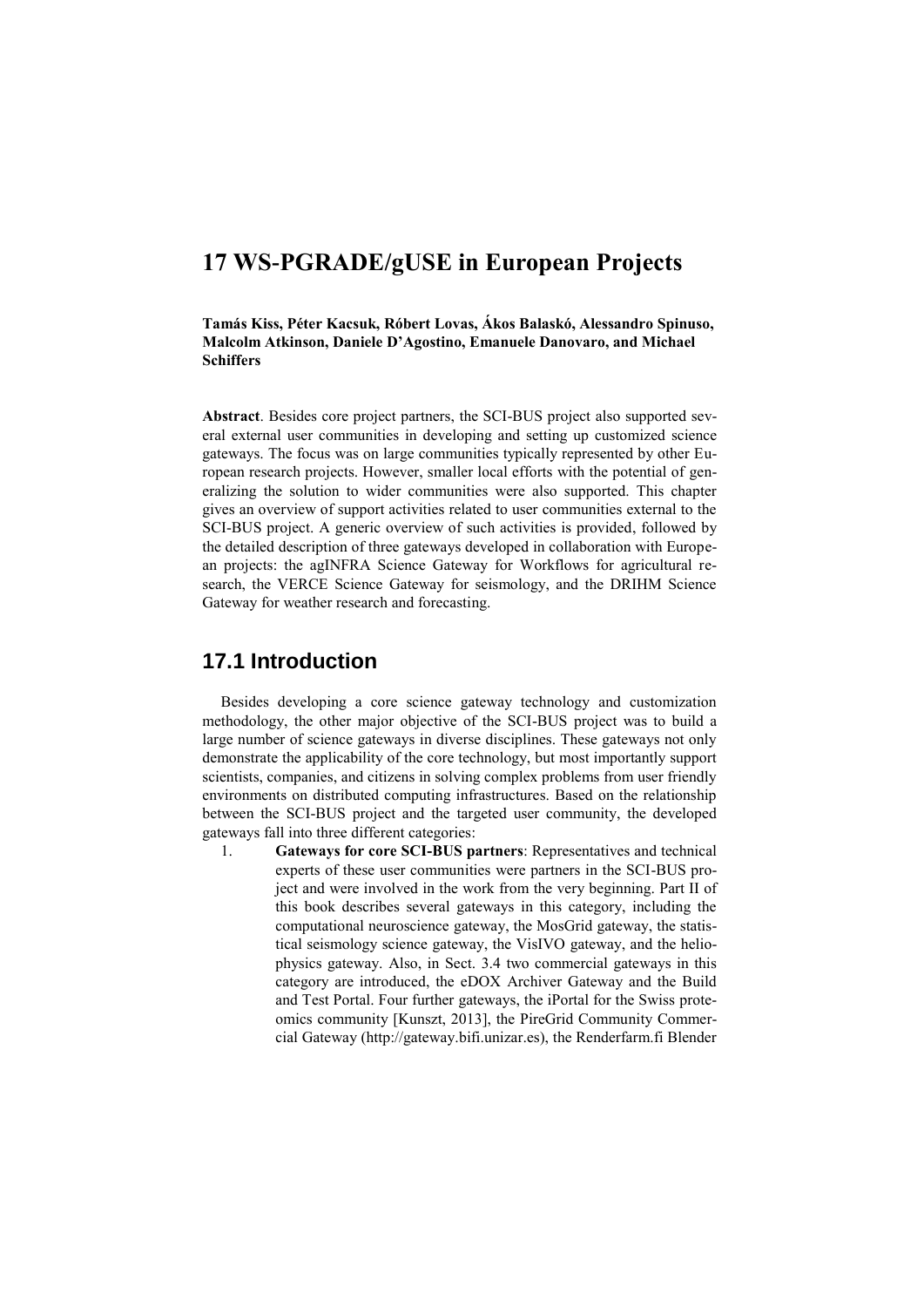# 17 WS-PGRADE/gUSE in European Projects

**Tamás Kiss, Péter Kacsuk, Róbert Lovas, Ákos Balaskó, Alessandro Spinuso, Malcolm Atkinson, Daniele D'Agostino, Emanuele Danovaro, and Michael Schiffers**

**Abstract**. Besides core project partners, the SCI-BUS project also supported several external user communities in developing and setting up customized science gateways. The focus was on large communities typically represented by other European research projects. However, smaller local efforts with the potential of generalizing the solution to wider communities were also supported. This chapter gives an overview of support activities related to user communities external to the SCI-BUS project. A generic overview of such activities is provided, followed by the detailed description of three gateways developed in collaboration with European projects: the agINFRA Science Gateway for Workflows for agricultural research, the VERCE Science Gateway for seismology, and the DRIHM Science Gateway for weather research and forecasting.

## 17.1 Introduction

Besides developing a core science gateway technology and customization methodology, the other major objective of the SCI-BUS project was to build a large number of science gateways in diverse disciplines. These gateways not only demonstrate the applicability of the core technology, but most importantly support scientists, companies, and citizens in solving complex problems from user friendly environments on distributed computing infrastructures. Based on the relationship between the SCI-BUS project and the targeted user community, the developed gateways fall into three different categories:

1. **Gateways for core SCI-BUS partners**: Representatives and technical experts of these user communities were partners in the SCI-BUS project and were involved in the work from the very beginning. Part II of this book describes several gateways in this category, including the computational neuroscience gateway, the MosGrid gateway, the statistical seismology science gateway, the VisIVO gateway, and the heliophysics gateway. Also, in Sect. 3.4 two commercial gateways in this category are introduced, the eDOX Archiver Gateway and the Build and Test Portal. Four further gateways, the iPortal for the Swiss proteomics community [Kunszt, 2013], the PireGrid Community Commercial Gateway (http://gateway.bifi.unizar.es), the Renderfarm.fi Blender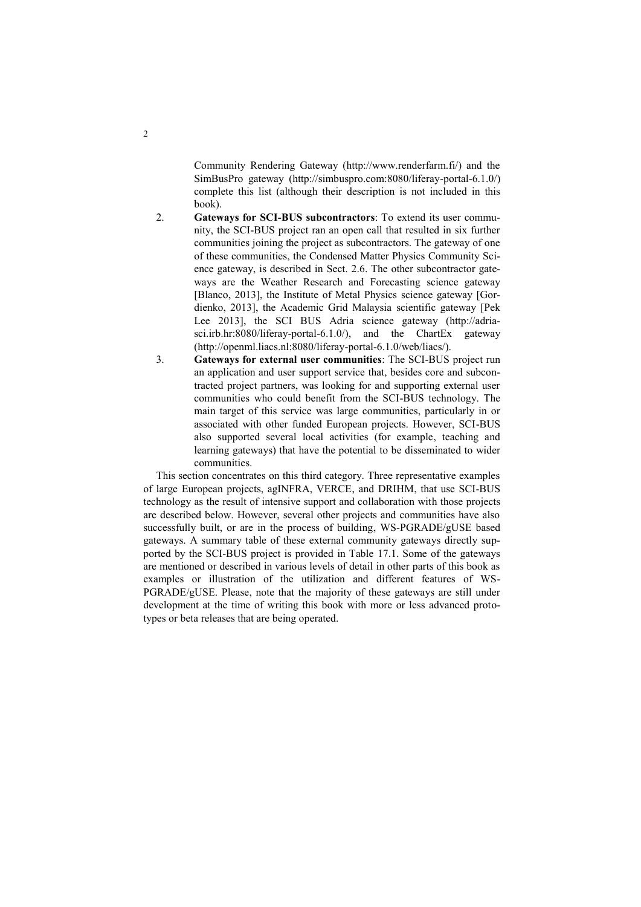Community Rendering Gateway (http://www.renderfarm.fi/) and the SimBusPro gateway (http://simbuspro.com:8080/liferay-portal-6.1.0/) complete this list (although their description is not included in this book).

2. **Gateways for SCI-BUS subcontractors**: To extend its user community, the SCI-BUS project ran an open call that resulted in six further communities joining the project as subcontractors. The gateway of one of these communities, the Condensed Matter Physics Community Science gateway, is described in Sect. 2.6. The other subcontractor gateways are the Weather Research and Forecasting science gateway [Blanco, 2013], the Institute of Metal Physics science gateway [Gordienko, 2013], the Academic Grid Malaysia scientific gateway [Pek Lee 2013], the SCI BUS Adria science gateway (http://adria-sci.irb.hr:8080/liferay-portal-6.1.0/), and the ChartEx gateway (http://openml.liacs.nl:8080/liferay-portal-6.1.0/web/liacs/).

3. **Gateways for external user communities**: The SCI-BUS project run an application and user support service that, besides core and subcontracted project partners, was looking for and supporting external user communities who could benefit from the SCI-BUS technology. The main target of this service was large communities, particularly in or associated with other funded European projects. However, SCI-BUS also supported several local activities (for example, teaching and learning gateways) that have the potential to be disseminated to wider communities.

This section concentrates on this third category. Three representative examples of large European projects, agINFRA, VERCE, and DRIHM, that use SCI-BUS technology as the result of intensive support and collaboration with those projects are described below. However, several other projects and communities have also successfully built, or are in the process of building, WS-PGRADE/gUSE based gateways. A summary table of these external community gateways directly supported by the SCI-BUS project is provided in Table 17.1. Some of the gateways are mentioned or described in various levels of detail in other parts of this book as examples or illustration of the utilization and different features of WS-PGRADE/gUSE. Please, note that the majority of these gateways are still under development at the time of writing this book with more or less advanced prototypes or beta releases that are being operated.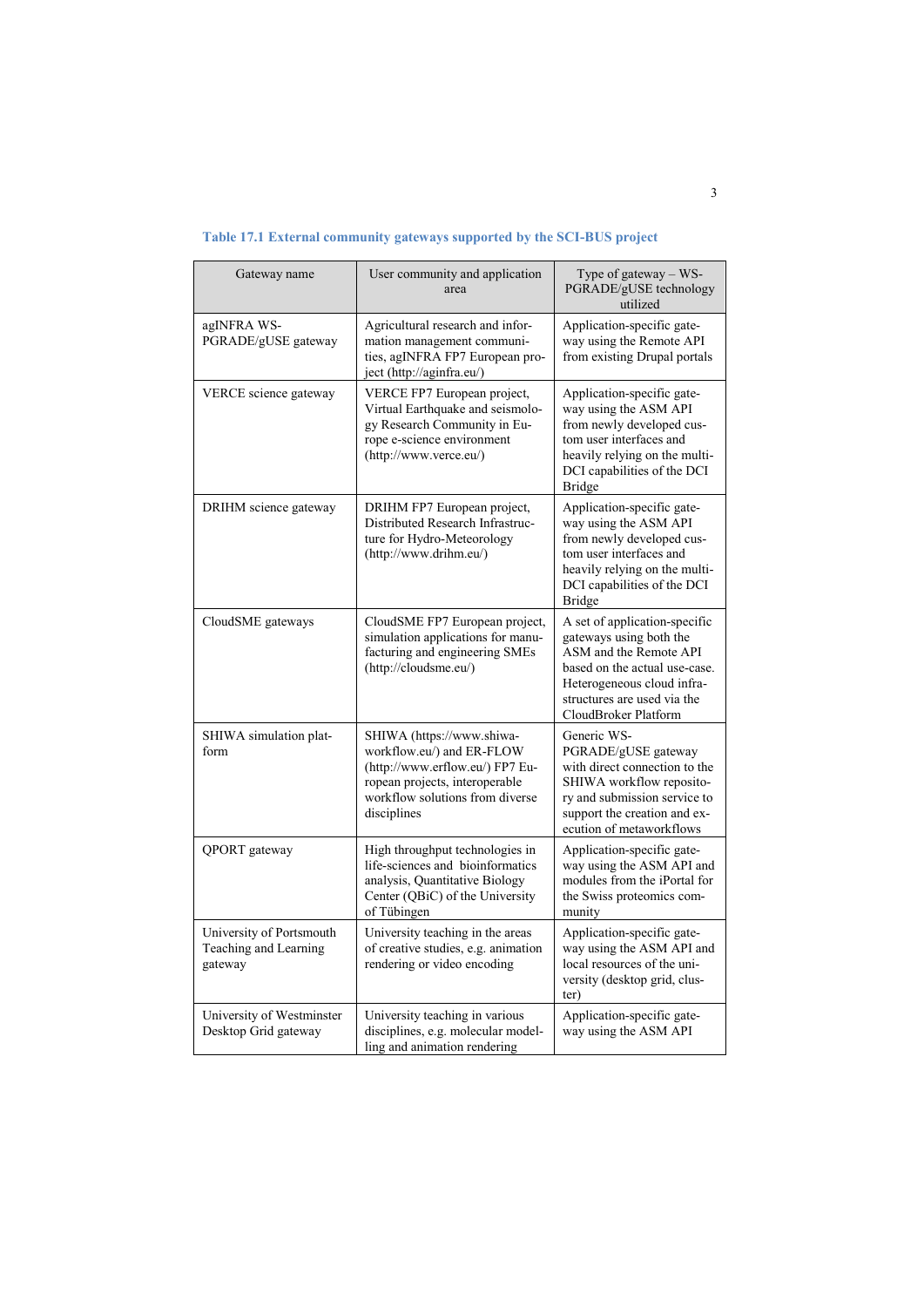**Table 17.1 External community gateways supported by the SCI-BUS project**

| Gateway name | User community and application area | Type of gateway – WS-PGRADE/gUSE technology utilized |
|---|---|---|
| agINFRA WS-PGRADE/gUSE gateway | Agricultural research and information management communities, agINFRA FP7 European project (http://aginfra.eu/) | Application-specific gateway using the Remote API from existing Drupal portals |
| VERCE science gateway | VERCE FP7 European project, Virtual Earthquake and seismology Research Community in Europe e-science environment (http://www.verce.eu/) | Application-specific gateway using the ASM API from newly developed custom user interfaces and heavily relying on the multi-DCI capabilities of the DCI Bridge |
| DRIHM science gateway | DRIHM FP7 European project, Distributed Research Infrastructure for Hydro-Meteorology (http://www.drihm.eu/) | Application-specific gateway using the ASM API from newly developed custom user interfaces and heavily relying on the multi-DCI capabilities of the DCI Bridge |
| CloudSME gateways | CloudSME FP7 European project, simulation applications for manufacturing and engineering SMEs (http://cloudsme.eu/) | A set of application-specific gateways using both the ASM and the Remote API based on the actual use-case. Heterogeneous cloud infrastructures are used via the CloudBroker Platform |
| SHIWA simulation platform | SHIWA (https://www.shiwa-workflow.eu/) and ER-FLOW (http://www.erflow.eu/) FP7 European projects, interoperable workflow solutions from diverse disciplines | Generic WS-PGRADE/gUSE gateway with direct connection to the SHIWA workflow repository and submission service to support the creation and execution of metaworkflows |
| QPORT gateway | High throughput technologies in life-sciences and bioinformatics analysis, Quantitative Biology Center (QBiC) of the University of Tübingen | Application-specific gateway using the ASM API and modules from the iPortal for the Swiss proteomics community |
| University of Portsmouth Teaching and Learning gateway | University teaching in the areas of creative studies, e.g. animation rendering or video encoding | Application-specific gateway using the ASM API and local resources of the university (desktop grid, cluster) |
| University of Westminster Desktop Grid gateway | University teaching in various disciplines, e.g. molecular modelling and animation rendering | Application-specific gateway using the ASM API |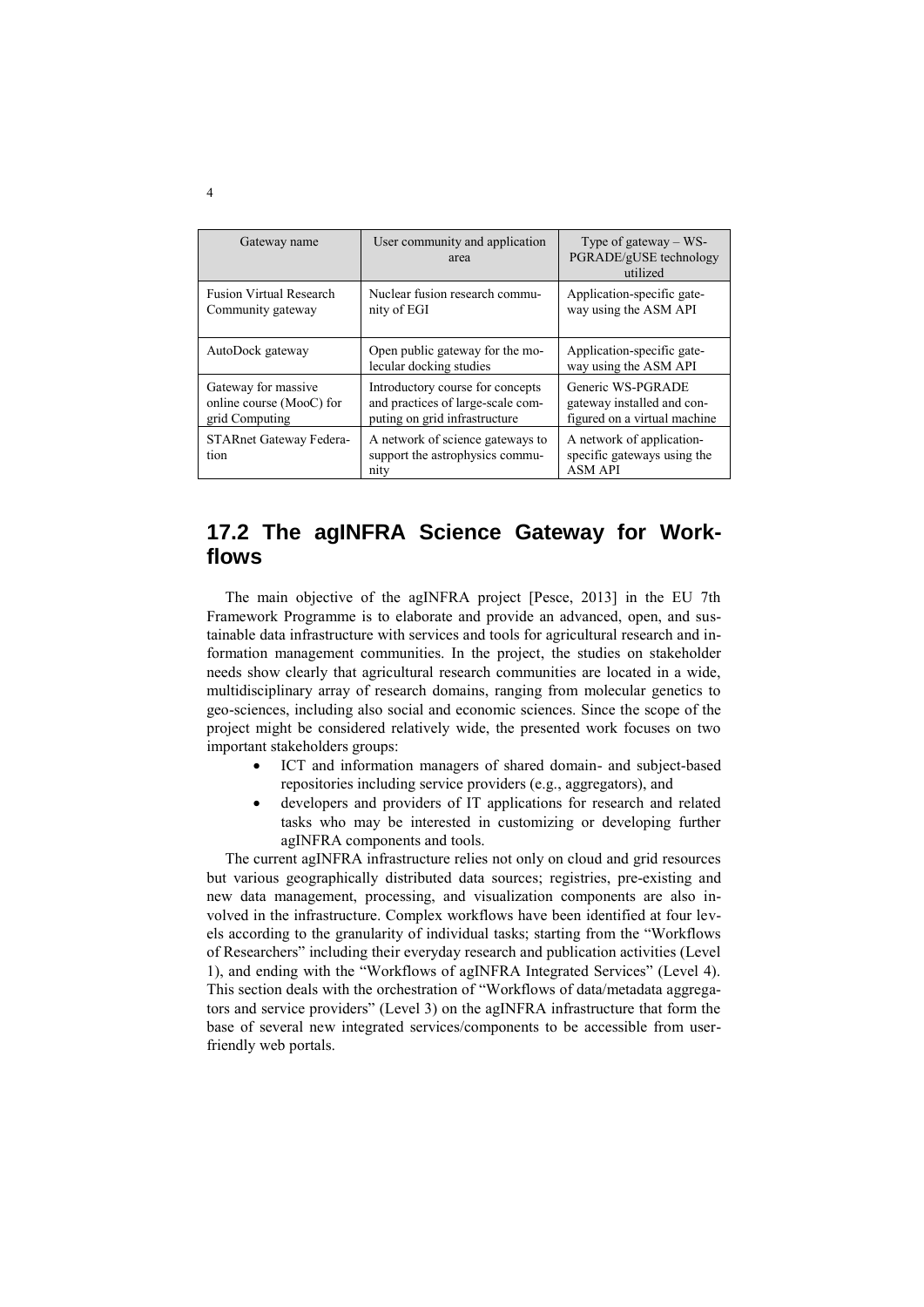| Gateway name | User community and application area | Type of gateway – WS-PGRADE/gUSE technology utilized |
|---|---|---|
| Fusion Virtual Research Community gateway | Nuclear fusion research community of EGI | Application-specific gateway using the ASM API |
| AutoDock gateway | Open public gateway for the molecular docking studies | Application-specific gateway using the ASM API |
| Gateway for massive online course (MooC) for grid Computing | Introductory course for concepts and practices of large-scale computing on grid infrastructure | Generic WS-PGRADE gateway installed and configured on a virtual machine |
| STARnet Gateway Federation | A network of science gateways to support the astrophysics community | A network of application-specific gateways using the ASM API |

## 17.2 The agINFRA Science Gateway for Workflows

The main objective of the agINFRA project [Pesce, 2013] in the EU 7th Framework Programme is to elaborate and provide an advanced, open, and sustainable data infrastructure with services and tools for agricultural research and information management communities. In the project, the studies on stakeholder needs show clearly that agricultural research communities are located in a wide, multidisciplinary array of research domains, ranging from molecular genetics to geo-sciences, including also social and economic sciences. Since the scope of the project might be considered relatively wide, the presented work focuses on two important stakeholders groups:

- ICT and information managers of shared domain- and subject-based repositories including service providers (e.g., aggregators), and
- developers and providers of IT applications for research and related tasks who may be interested in customizing or developing further agINFRA components and tools.

The current agINFRA infrastructure relies not only on cloud and grid resources but various geographically distributed data sources; registries, pre-existing and new data management, processing, and visualization components are also involved in the infrastructure. Complex workflows have been identified at four levels according to the granularity of individual tasks; starting from the "Workflows of Researchers" including their everyday research and publication activities (Level 1), and ending with the "Workflows of agINFRA Integrated Services" (Level 4). This section deals with the orchestration of "Workflows of data/metadata aggregators and service providers" (Level 3) on the agINFRA infrastructure that form the base of several new integrated services/components to be accessible from user-friendly web portals.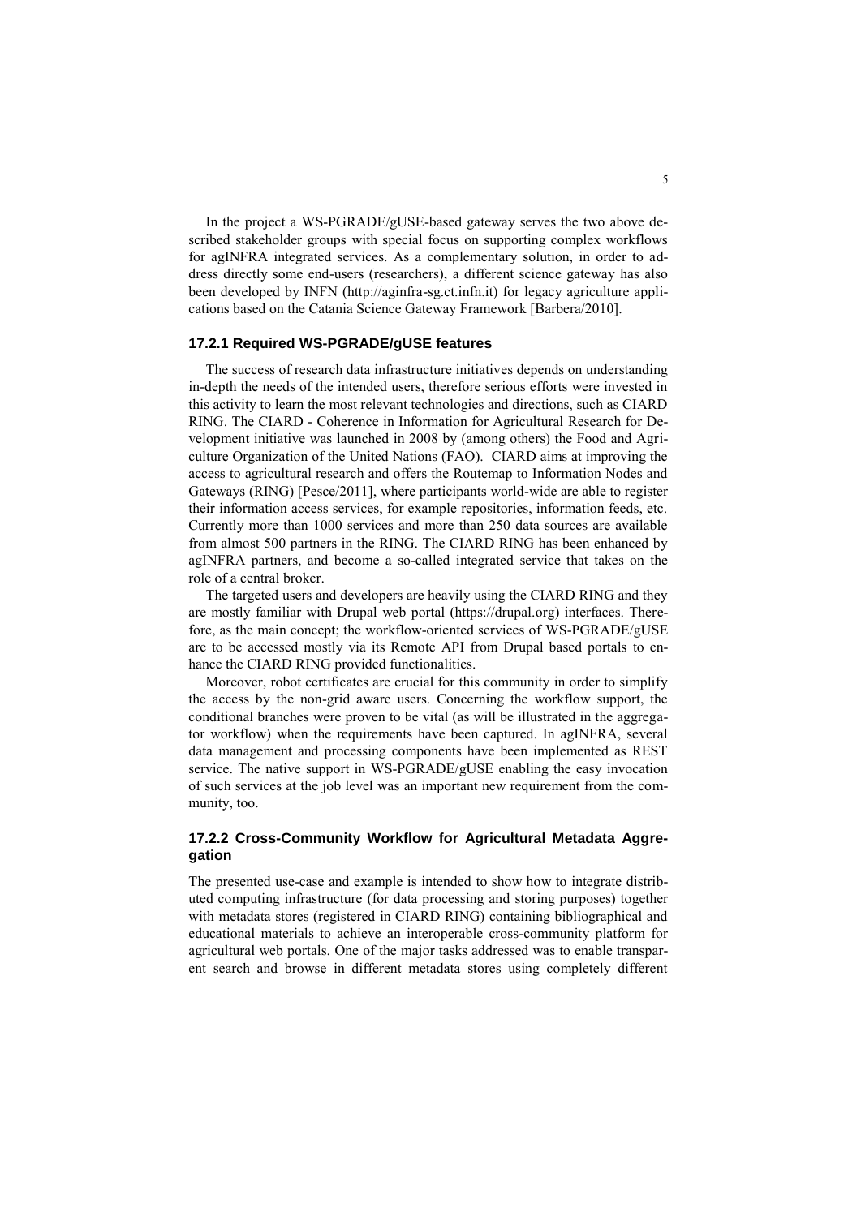In the project a WS-PGRADE/gUSE-based gateway serves the two above described stakeholder groups with special focus on supporting complex workflows for agINFRA integrated services. As a complementary solution, in order to address directly some end-users (researchers), a different science gateway has also been developed by INFN (http://aginfra-sg.ct.infn.it) for legacy agriculture applications based on the Catania Science Gateway Framework [Barbera/2010].

### 17.2.1 Required WS-PGRADE/gUSE features

The success of research data infrastructure initiatives depends on understanding in-depth the needs of the intended users, therefore serious efforts were invested in this activity to learn the most relevant technologies and directions, such as CIARD RING. The CIARD - Coherence in Information for Agricultural Research for Development initiative was launched in 2008 by (among others) the Food and Agriculture Organization of the United Nations (FAO). CIARD aims at improving the access to agricultural research and offers the Routemap to Information Nodes and Gateways (RING) [Pesce/2011], where participants world-wide are able to register their information access services, for example repositories, information feeds, etc. Currently more than 1000 services and more than 250 data sources are available from almost 500 partners in the RING. The CIARD RING has been enhanced by agINFRA partners, and become a so-called integrated service that takes on the role of a central broker.

The targeted users and developers are heavily using the CIARD RING and they are mostly familiar with Drupal web portal (https://drupal.org) interfaces. Therefore, as the main concept; the workflow-oriented services of WS-PGRADE/gUSE are to be accessed mostly via its Remote API from Drupal based portals to enhance the CIARD RING provided functionalities.

Moreover, robot certificates are crucial for this community in order to simplify the access by the non-grid aware users. Concerning the workflow support, the conditional branches were proven to be vital (as will be illustrated in the aggregator workflow) when the requirements have been captured. In agINFRA, several data management and processing components have been implemented as REST service. The native support in WS-PGRADE/gUSE enabling the easy invocation of such services at the job level was an important new requirement from the community, too.

### 17.2.2 Cross-Community Workflow for Agricultural Metadata Aggregation

The presented use-case and example is intended to show how to integrate distributed computing infrastructure (for data processing and storing purposes) together with metadata stores (registered in CIARD RING) containing bibliographical and educational materials to achieve an interoperable cross-community platform for agricultural web portals. One of the major tasks addressed was to enable transparent search and browse in different metadata stores using completely different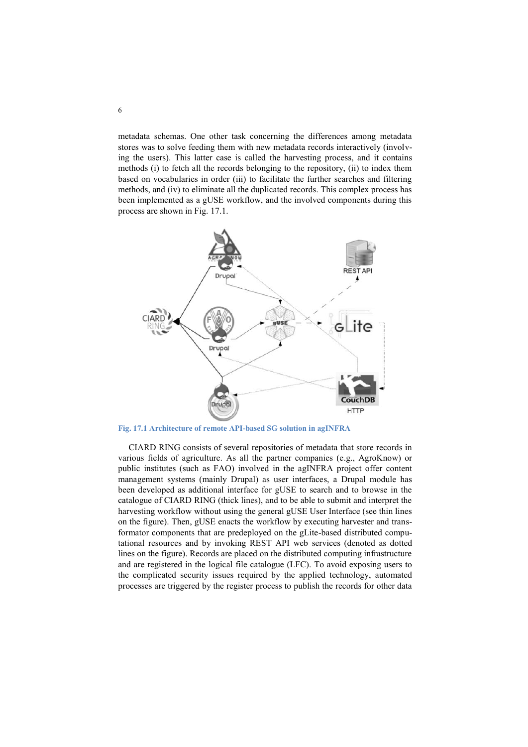metadata schemas. One other task concerning the differences among metadata stores was to solve feeding them with new metadata records interactively (involving the users). This latter case is called the harvesting process, and it contains methods (i) to fetch all the records belonging to the repository, (ii) to index them based on vocabularies in order (iii) to facilitate the further searches and filtering methods, and (iv) to eliminate all the duplicated records. This complex process has been implemented as a gUSE workflow, and the involved components during this process are shown in Fig. 17.1.

**Fig. 17.1 Architecture of remote API-based SG solution in agINFRA**

CIARD RING consists of several repositories of metadata that store records in various fields of agriculture. As all the partner companies (e.g., AgroKnow) or public institutes (such as FAO) involved in the agINFRA project offer content management systems (mainly Drupal) as user interfaces, a Drupal module has been developed as additional interface for gUSE to search and to browse in the catalogue of CIARD RING (thick lines), and to be able to submit and interpret the harvesting workflow without using the general gUSE User Interface (see thin lines on the figure). Then, gUSE enacts the workflow by executing harvester and transformator components that are predeployed on the gLite-based distributed computational resources and by invoking REST API web services (denoted as dotted lines on the figure). Records are placed on the distributed computing infrastructure and are registered in the logical file catalogue (LFC). To avoid exposing users to the complicated security issues required by the applied technology, automated processes are triggered by the register process to publish the records for other data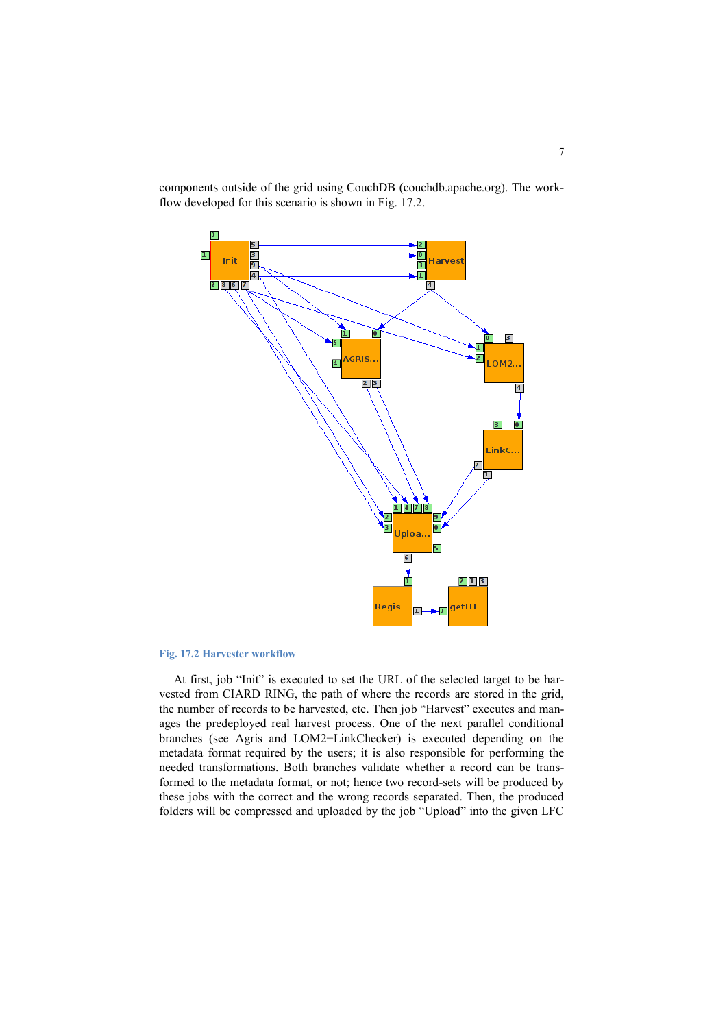components outside of the grid using CouchDB (couchdb.apache.org). The workflow developed for this scenario is shown in Fig. 17.2.

**Fig. 17.2 Harvester workflow**

At first, job “Init” is executed to set the URL of the selected target to be harvested from CIARD RING, the path of where the records are stored in the grid, the number of records to be harvested, etc. Then job “Harvest” executes and manages the predeployed real harvest process. One of the next parallel conditional branches (see Agris and LOM2+LinkChecker) is executed depending on the metadata format required by the users; it is also responsible for performing the needed transformations. Both branches validate whether a record can be transformed to the metadata format, or not; hence two record-sets will be produced by these jobs with the correct and the wrong records separated. Then, the produced folders will be compressed and uploaded by the job “Upload” into the given LFC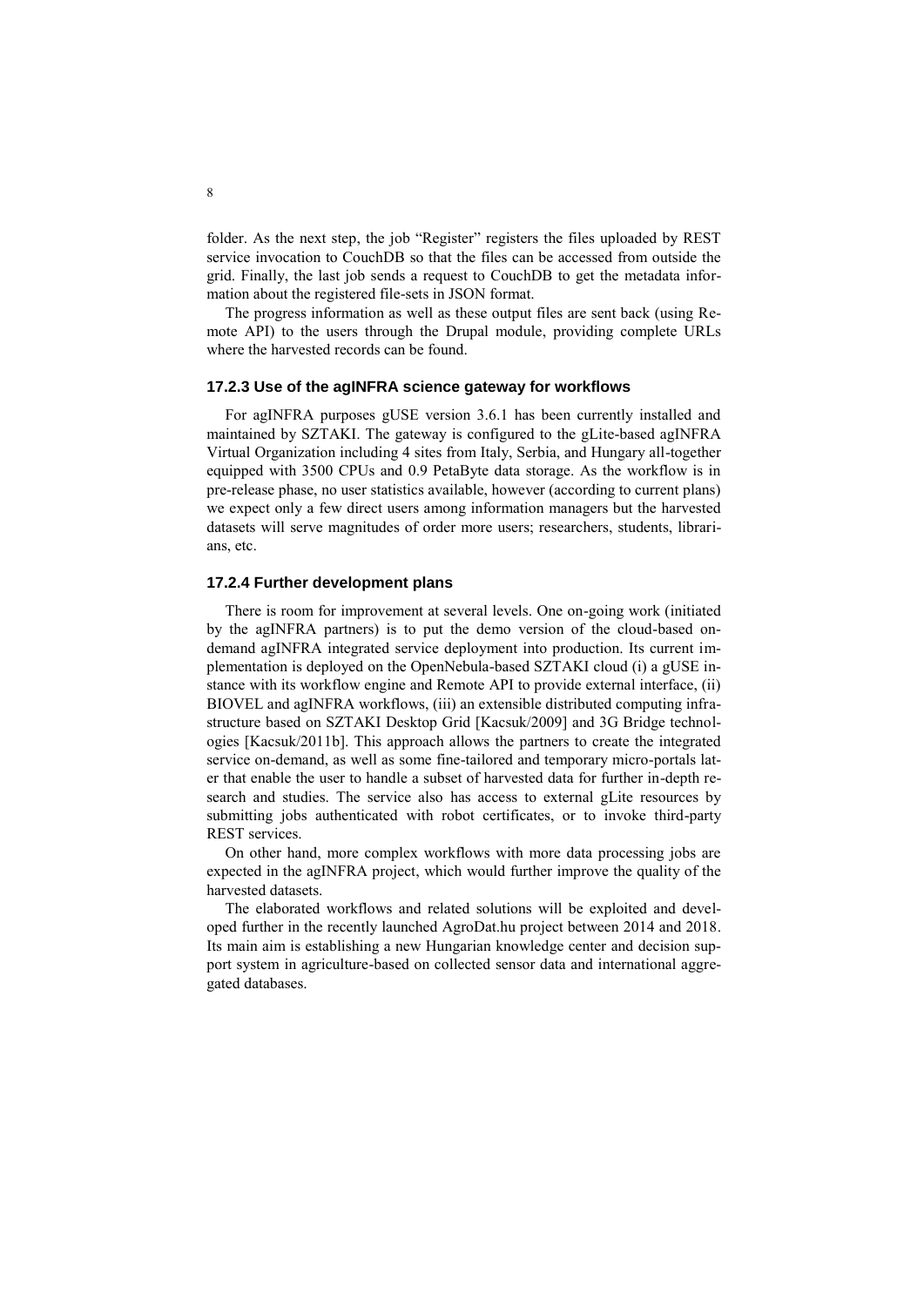folder. As the next step, the job "Register" registers the files uploaded by REST service invocation to CouchDB so that the files can be accessed from outside the grid. Finally, the last job sends a request to CouchDB to get the metadata information about the registered file-sets in JSON format.

The progress information as well as these output files are sent back (using Remote API) to the users through the Drupal module, providing complete URLs where the harvested records can be found.

### 17.2.3 Use of the agINFRA science gateway for workflows

For agINFRA purposes gUSE version 3.6.1 has been currently installed and maintained by SZTAKI. The gateway is configured to the gLite-based agINFRA Virtual Organization including 4 sites from Italy, Serbia, and Hungary all-together equipped with 3500 CPUs and 0.9 PetaByte data storage. As the workflow is in pre-release phase, no user statistics available, however (according to current plans) we expect only a few direct users among information managers but the harvested datasets will serve magnitudes of order more users; researchers, students, librarians, etc.

### 17.2.4 Further development plans

There is room for improvement at several levels. One on-going work (initiated by the agINFRA partners) is to put the demo version of the cloud-based on-demand agINFRA integrated service deployment into production. Its current implementation is deployed on the OpenNebula-based SZTAKI cloud (i) a gUSE instance with its workflow engine and Remote API to provide external interface, (ii) BIOVEL and agINFRA workflows, (iii) an extensible distributed computing infrastructure based on SZTAKI Desktop Grid [Kacsuk/2009] and 3G Bridge technologies [Kacsuk/2011b]. This approach allows the partners to create the integrated service on-demand, as well as some fine-tailored and temporary micro-portals later that enable the user to handle a subset of harvested data for further in-depth research and studies. The service also has access to external gLite resources by submitting jobs authenticated with robot certificates, or to invoke third-party REST services.

On other hand, more complex workflows with more data processing jobs are expected in the agINFRA project, which would further improve the quality of the harvested datasets.

The elaborated workflows and related solutions will be exploited and developed further in the recently launched AgroDat.hu project between 2014 and 2018. Its main aim is establishing a new Hungarian knowledge center and decision support system in agriculture-based on collected sensor data and international aggregated databases.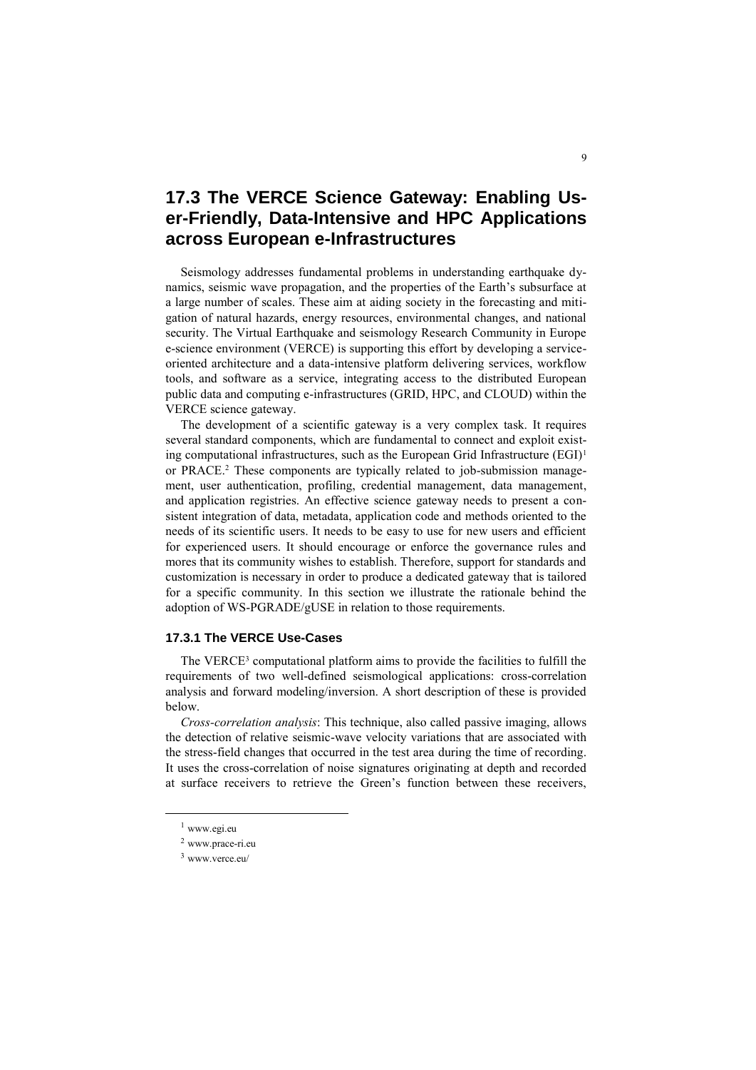## 17.3 The VERCE Science Gateway: Enabling User-Friendly, Data-Intensive and HPC Applications across European e-Infrastructures

Seismology addresses fundamental problems in understanding earthquake dynamics, seismic wave propagation, and the properties of the Earth's subsurface at a large number of scales. These aim at aiding society in the forecasting and mitigation of natural hazards, energy resources, environmental changes, and national security. The Virtual Earthquake and seismology Research Community in Europe e-science environment (VERCE) is supporting this effort by developing a service-oriented architecture and a data-intensive platform delivering services, workflow tools, and software as a service, integrating access to the distributed European public data and computing e-infrastructures (GRID, HPC, and CLOUD) within the VERCE science gateway.

The development of a scientific gateway is a very complex task. It requires several standard components, which are fundamental to connect and exploit existing computational infrastructures, such as the European Grid Infrastructure (EGI)[1] or PRACE.[2] These components are typically related to job-submission management, user authentication, profiling, credential management, data management, and application registries. An effective science gateway needs to present a consistent integration of data, metadata, application code and methods oriented to the needs of its scientific users. It needs to be easy to use for new users and efficient for experienced users. It should encourage or enforce the governance rules and mores that its community wishes to establish. Therefore, support for standards and customization is necessary in order to produce a dedicated gateway that is tailored for a specific community. In this section we illustrate the rationale behind the adoption of WS-PGRADE/gUSE in relation to those requirements.

### 17.3.1 The VERCE Use-Cases

The VERCE[3] computational platform aims to provide the facilities to fulfill the requirements of two well-defined seismological applications: cross-correlation analysis and forward modeling/inversion. A short description of these is provided below.

*Cross-correlation analysis*: This technique, also called passive imaging, allows the detection of relative seismic-wave velocity variations that are associated with the stress-field changes that occurred in the test area during the time of recording. It uses the cross-correlation of noise signatures originating at depth and recorded at surface receivers to retrieve the Green's function between these receivers,

[1] www.egi.eu

[2] www.prace-ri.eu

[3] www.verce.eu/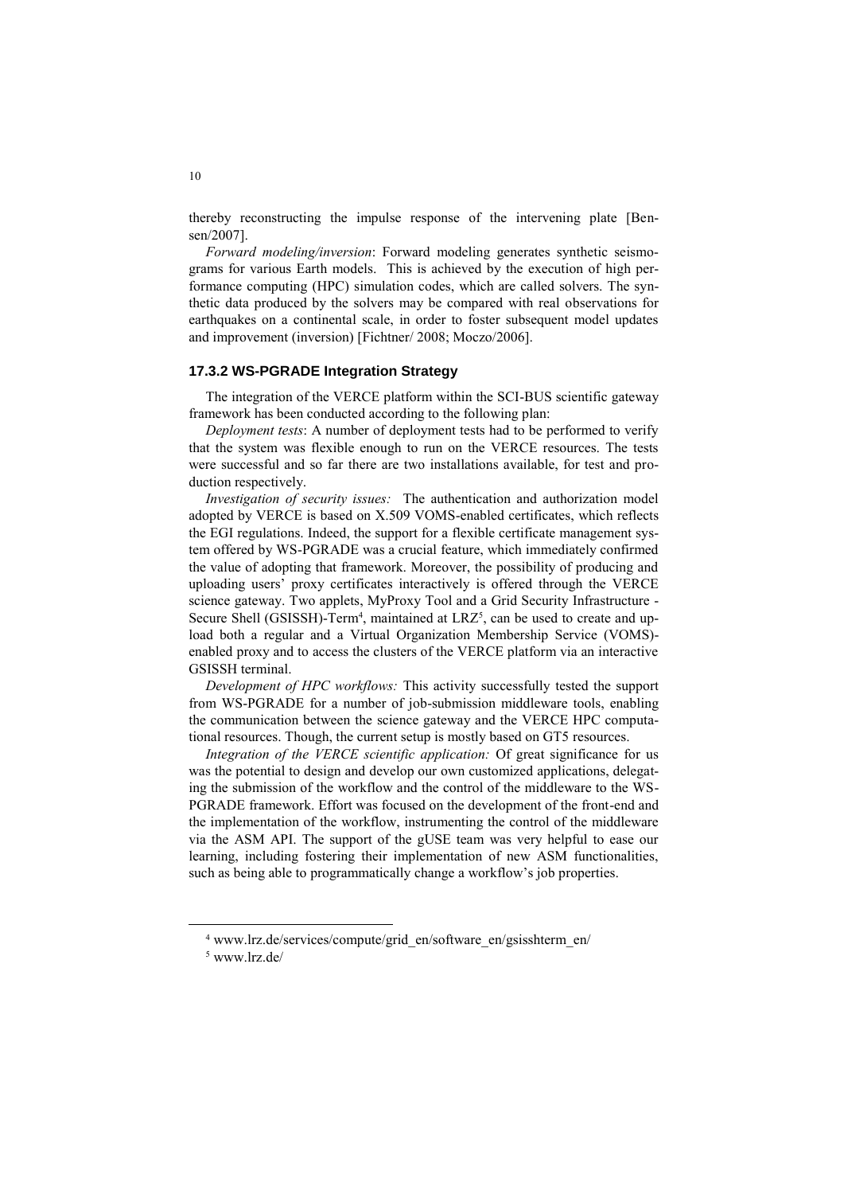thereby reconstructing the impulse response of the intervening plate [Bensen/2007].

*Forward modeling/inversion*: Forward modeling generates synthetic seismograms for various Earth models. This is achieved by the execution of high performance computing (HPC) simulation codes, which are called solvers. The synthetic data produced by the solvers may be compared with real observations for earthquakes on a continental scale, in order to foster subsequent model updates and improvement (inversion) [Fichtner/ 2008; Moczo/2006].

### 17.3.2 WS-PGRADE Integration Strategy

The integration of the VERCE platform within the SCI-BUS scientific gateway framework has been conducted according to the following plan:

*Deployment tests*: A number of deployment tests had to be performed to verify that the system was flexible enough to run on the VERCE resources. The tests were successful and so far there are two installations available, for test and production respectively.

*Investigation of security issues:* The authentication and authorization model adopted by VERCE is based on X.509 VOMS-enabled certificates, which reflects the EGI regulations. Indeed, the support for a flexible certificate management system offered by WS-PGRADE was a crucial feature, which immediately confirmed the value of adopting that framework. Moreover, the possibility of producing and uploading users' proxy certificates interactively is offered through the VERCE science gateway. Two applets, MyProxy Tool and a Grid Security Infrastructure - Secure Shell (GSISSH)-Term[4], maintained at LRZ[5], can be used to create and upload both a regular and a Virtual Organization Membership Service (VOMS)-enabled proxy and to access the clusters of the VERCE platform via an interactive GSISSH terminal.

*Development of HPC workflows:* This activity successfully tested the support from WS-PGRADE for a number of job-submission middleware tools, enabling the communication between the science gateway and the VERCE HPC computational resources. Though, the current setup is mostly based on GT5 resources.

*Integration of the VERCE scientific application:* Of great significance for us was the potential to design and develop our own customized applications, delegating the submission of the workflow and the control of the middleware to the WS-PGRADE framework. Effort was focused on the development of the front-end and the implementation of the workflow, instrumenting the control of the middleware via the ASM API. The support of the gUSE team was very helpful to ease our learning, including fostering their implementation of new ASM functionalities, such as being able to programmatically change a workflow's job properties.

---

[4] www.lrz.de/services/compute/grid_en/software_en/gsisshterm_en/

[5] www.lrz.de/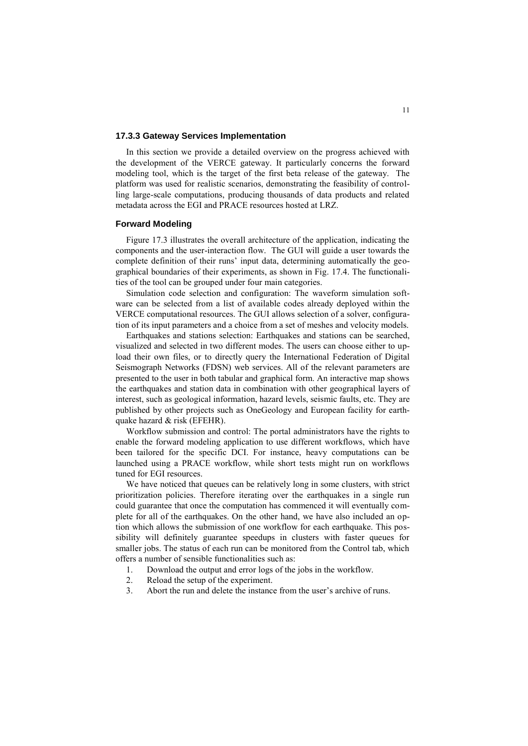### 17.3.3 Gateway Services Implementation

In this section we provide a detailed overview on the progress achieved with the development of the VERCE gateway. It particularly concerns the forward modeling tool, which is the target of the first beta release of the gateway. The platform was used for realistic scenarios, demonstrating the feasibility of controlling large-scale computations, producing thousands of data products and related metadata across the EGI and PRACE resources hosted at LRZ.

#### Forward Modeling

Figure 17.3 illustrates the overall architecture of the application, indicating the components and the user-interaction flow. The GUI will guide a user towards the complete definition of their runs' input data, determining automatically the geographical boundaries of their experiments, as shown in Fig. 17.4. The functionalities of the tool can be grouped under four main categories.

Simulation code selection and configuration: The waveform simulation software can be selected from a list of available codes already deployed within the VERCE computational resources. The GUI allows selection of a solver, configuration of its input parameters and a choice from a set of meshes and velocity models.

Earthquakes and stations selection: Earthquakes and stations can be searched, visualized and selected in two different modes. The users can choose either to upload their own files, or to directly query the International Federation of Digital Seismograph Networks (FDSN) web services. All of the relevant parameters are presented to the user in both tabular and graphical form. An interactive map shows the earthquakes and station data in combination with other geographical layers of interest, such as geological information, hazard levels, seismic faults, etc. They are published by other projects such as OneGeology and European facility for earthquake hazard & risk (EFEHR).

Workflow submission and control: The portal administrators have the rights to enable the forward modeling application to use different workflows, which have been tailored for the specific DCI. For instance, heavy computations can be launched using a PRACE workflow, while short tests might run on workflows tuned for EGI resources.

We have noticed that queues can be relatively long in some clusters, with strict prioritization policies. Therefore iterating over the earthquakes in a single run could guarantee that once the computation has commenced it will eventually complete for all of the earthquakes. On the other hand, we have also included an option which allows the submission of one workflow for each earthquake. This possibility will definitely guarantee speedups in clusters with faster queues for smaller jobs. The status of each run can be monitored from the Control tab, which offers a number of sensible functionalities such as:

1. Download the output and error logs of the jobs in the workflow.
2. Reload the setup of the experiment.
3. Abort the run and delete the instance from the user's archive of runs.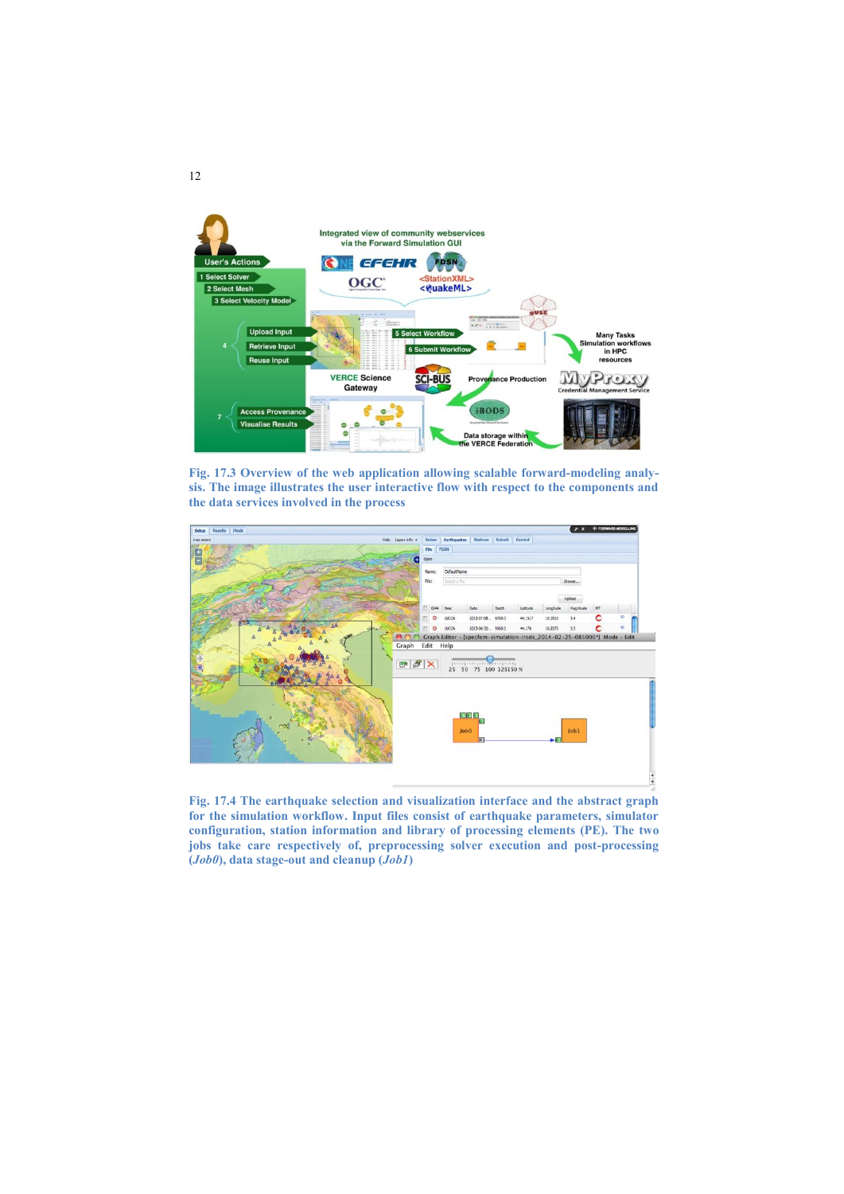**Fig. 17.3 Overview of the web application allowing scalable forward-modeling analysis. The image illustrates the user interactive flow with respect to the components and the data services involved in the process**

**Fig. 17.4 The earthquake selection and visualization interface and the abstract graph for the simulation workflow. Input files consist of earthquake parameters, simulator configuration, station information and library of processing elements (PE). The two jobs take care respectively of, preprocessing solver execution and post-processing (*Job0*), data stage-out and cleanup (*Job1*)**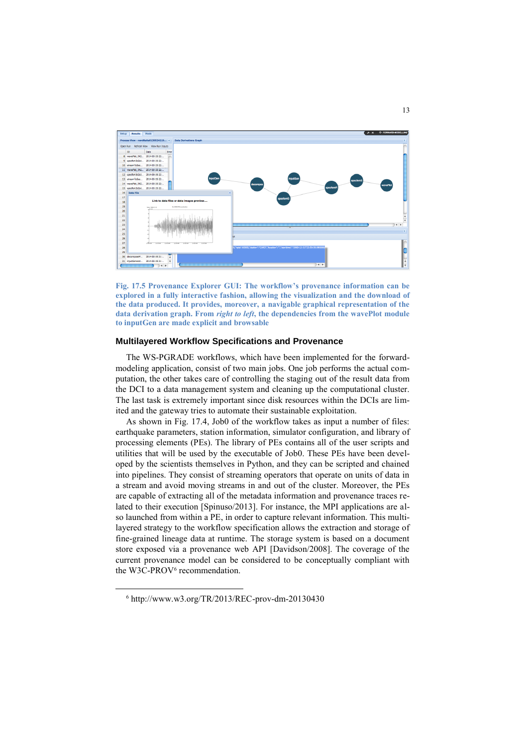Fig. 17.5 Provenance Explorer GUI: The workflow's provenance information can be explored in a fully interactive fashion, allowing the visualization and the download of the data produced. It provides, moreover, a navigable graphical representation of the data derivation graph. From *right to left*, the dependencies from the wavePlot module to inputGen are made explicit and browsable

### Multilayered Workflow Specifications and Provenance

The WS-PGRADE workflows, which have been implemented for the forward-modeling application, consist of two main jobs. One job performs the actual computation, the other takes care of controlling the staging out of the result data from the DCI to a data management system and cleaning up the computational cluster. The last task is extremely important since disk resources within the DCIs are limited and the gateway tries to automate their sustainable exploitation.

As shown in Fig. 17.4, Job0 of the workflow takes as input a number of files: earthquake parameters, station information, simulator configuration, and library of processing elements (PEs). The library of PEs contains all of the user scripts and utilities that will be used by the executable of Job0. These PEs have been developed by the scientists themselves in Python, and they can be scripted and chained into pipelines. They consist of streaming operators that operate on units of data in a stream and avoid moving streams in and out of the cluster. Moreover, the PEs are capable of extracting all of the metadata information and provenance traces related to their execution [Spinuso/2013]. For instance, the MPI applications are also launched from within a PE, in order to capture relevant information. This multilayered strategy to the workflow specification allows the extraction and storage of fine-grained lineage data at runtime. The storage system is based on a document store exposed via a provenance web API [Davidson/2008]. The coverage of the current provenance model can be considered to be conceptually compliant with the W3C-PROV[6] recommendation.

[6] http://www.w3.org/TR/2013/REC-prov-dm-20130430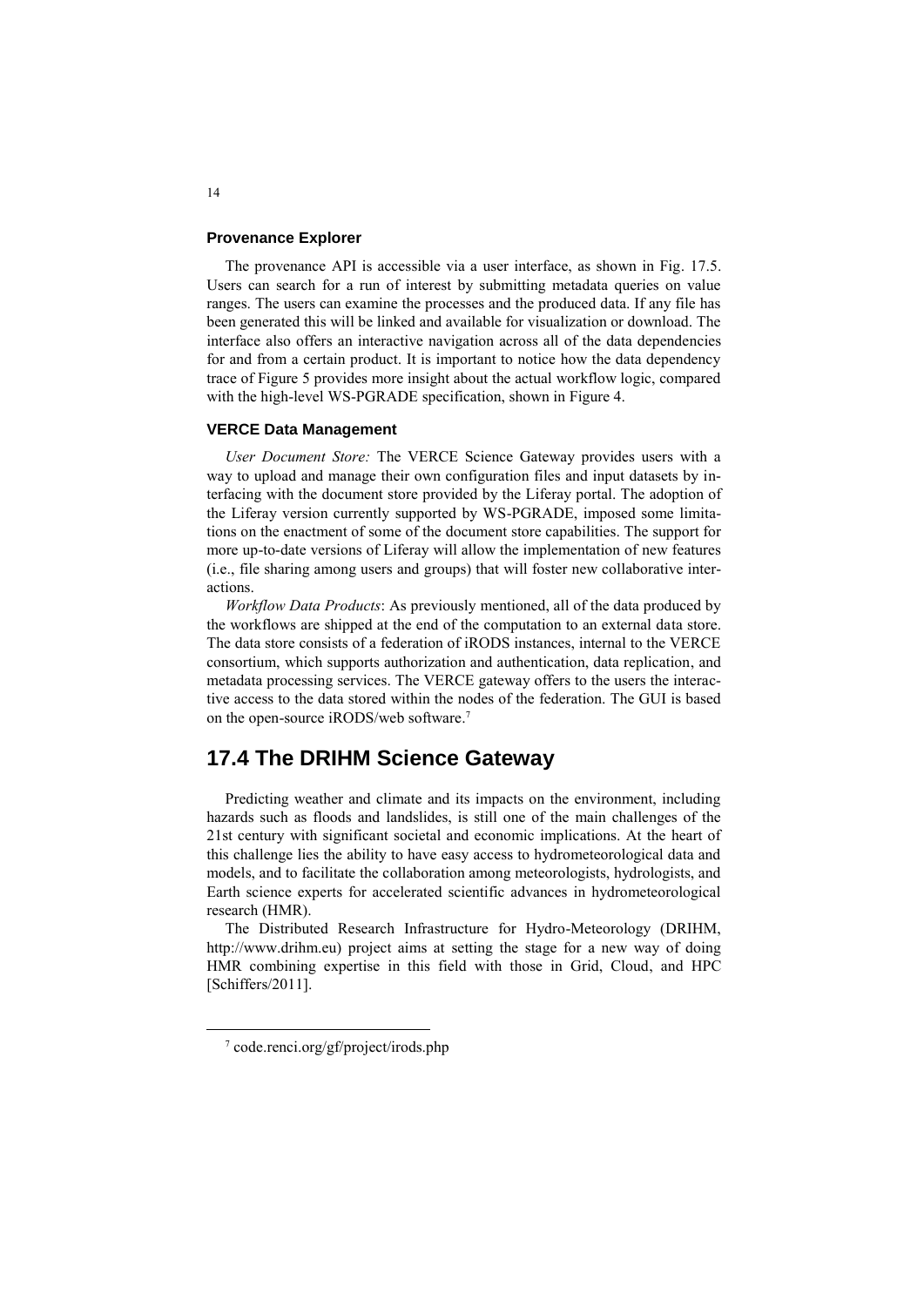### Provenance Explorer

The provenance API is accessible via a user interface, as shown in Fig. 17.5. Users can search for a run of interest by submitting metadata queries on value ranges. The users can examine the processes and the produced data. If any file has been generated this will be linked and available for visualization or download. The interface also offers an interactive navigation across all of the data dependencies for and from a certain product. It is important to notice how the data dependency trace of Figure 5 provides more insight about the actual workflow logic, compared with the high-level WS-PGRADE specification, shown in Figure 4.

### VERCE Data Management

*User Document Store:* The VERCE Science Gateway provides users with a way to upload and manage their own configuration files and input datasets by interfacing with the document store provided by the Liferay portal. The adoption of the Liferay version currently supported by WS-PGRADE, imposed some limitations on the enactment of some of the document store capabilities. The support for more up-to-date versions of Liferay will allow the implementation of new features (i.e., file sharing among users and groups) that will foster new collaborative interactions.

*Workflow Data Products*: As previously mentioned, all of the data produced by the workflows are shipped at the end of the computation to an external data store. The data store consists of a federation of iRODS instances, internal to the VERCE consortium, which supports authorization and authentication, data replication, and metadata processing services. The VERCE gateway offers to the users the interactive access to the data stored within the nodes of the federation. The GUI is based on the open-source iRODS/web software.[7]

## 17.4 The DRIHM Science Gateway

Predicting weather and climate and its impacts on the environment, including hazards such as floods and landslides, is still one of the main challenges of the 21st century with significant societal and economic implications. At the heart of this challenge lies the ability to have easy access to hydrometeorological data and models, and to facilitate the collaboration among meteorologists, hydrologists, and Earth science experts for accelerated scientific advances in hydrometeorological research (HMR).

The Distributed Research Infrastructure for Hydro-Meteorology (DRIHM, http://www.drihm.eu) project aims at setting the stage for a new way of doing HMR combining expertise in this field with those in Grid, Cloud, and HPC [Schiffers/2011].

[7] code.renci.org/gf/project/irods.php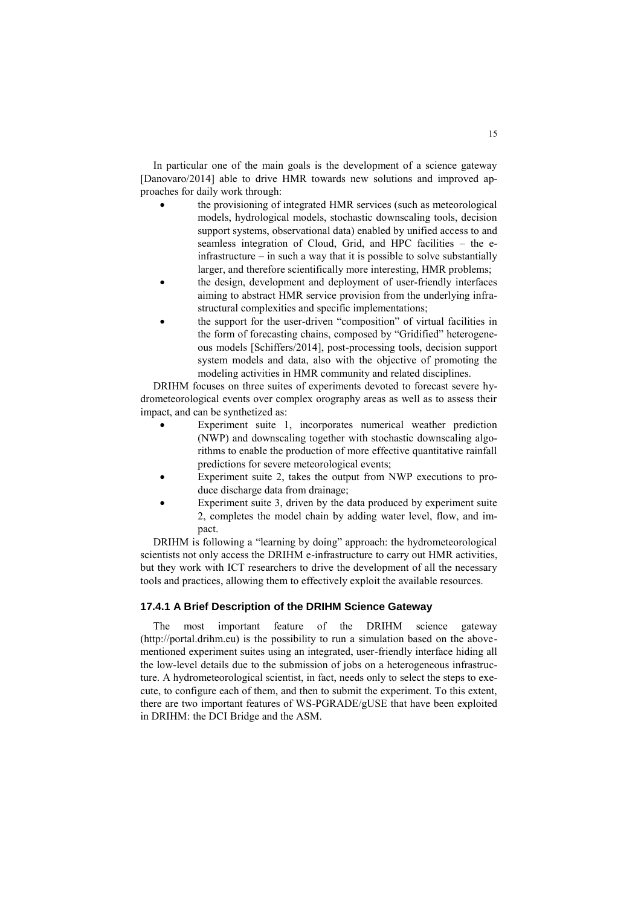In particular one of the main goals is the development of a science gateway [Danovaro/2014] able to drive HMR towards new solutions and improved approaches for daily work through:

- the provisioning of integrated HMR services (such as meteorological models, hydrological models, stochastic downscaling tools, decision support systems, observational data) enabled by unified access to and seamless integration of Cloud, Grid, and HPC facilities – the e-infrastructure – in such a way that it is possible to solve substantially larger, and therefore scientifically more interesting, HMR problems;
- the design, development and deployment of user-friendly interfaces aiming to abstract HMR service provision from the underlying infrastructural complexities and specific implementations;
- the support for the user-driven "composition" of virtual facilities in the form of forecasting chains, composed by "Gridified" heterogeneous models [Schiffers/2014], post-processing tools, decision support system models and data, also with the objective of promoting the modeling activities in HMR community and related disciplines.

DRIHM focuses on three suites of experiments devoted to forecast severe hydrometeorological events over complex orography areas as well as to assess their impact, and can be synthetized as:

- Experiment suite 1, incorporates numerical weather prediction (NWP) and downscaling together with stochastic downscaling algorithms to enable the production of more effective quantitative rainfall predictions for severe meteorological events;
- Experiment suite 2, takes the output from NWP executions to produce discharge data from drainage;
- Experiment suite 3, driven by the data produced by experiment suite 2, completes the model chain by adding water level, flow, and impact.

DRIHM is following a "learning by doing" approach: the hydrometeorological scientists not only access the DRIHM e-infrastructure to carry out HMR activities, but they work with ICT researchers to drive the development of all the necessary tools and practices, allowing them to effectively exploit the available resources.

### 17.4.1 A Brief Description of the DRIHM Science Gateway

The most important feature of the DRIHM science gateway (http://portal.drihm.eu) is the possibility to run a simulation based on the above-mentioned experiment suites using an integrated, user-friendly interface hiding all the low-level details due to the submission of jobs on a heterogeneous infrastructure. A hydrometeorological scientist, in fact, needs only to select the steps to execute, to configure each of them, and then to submit the experiment. To this extent, there are two important features of WS-PGRADE/gUSE that have been exploited in DRIHM: the DCI Bridge and the ASM.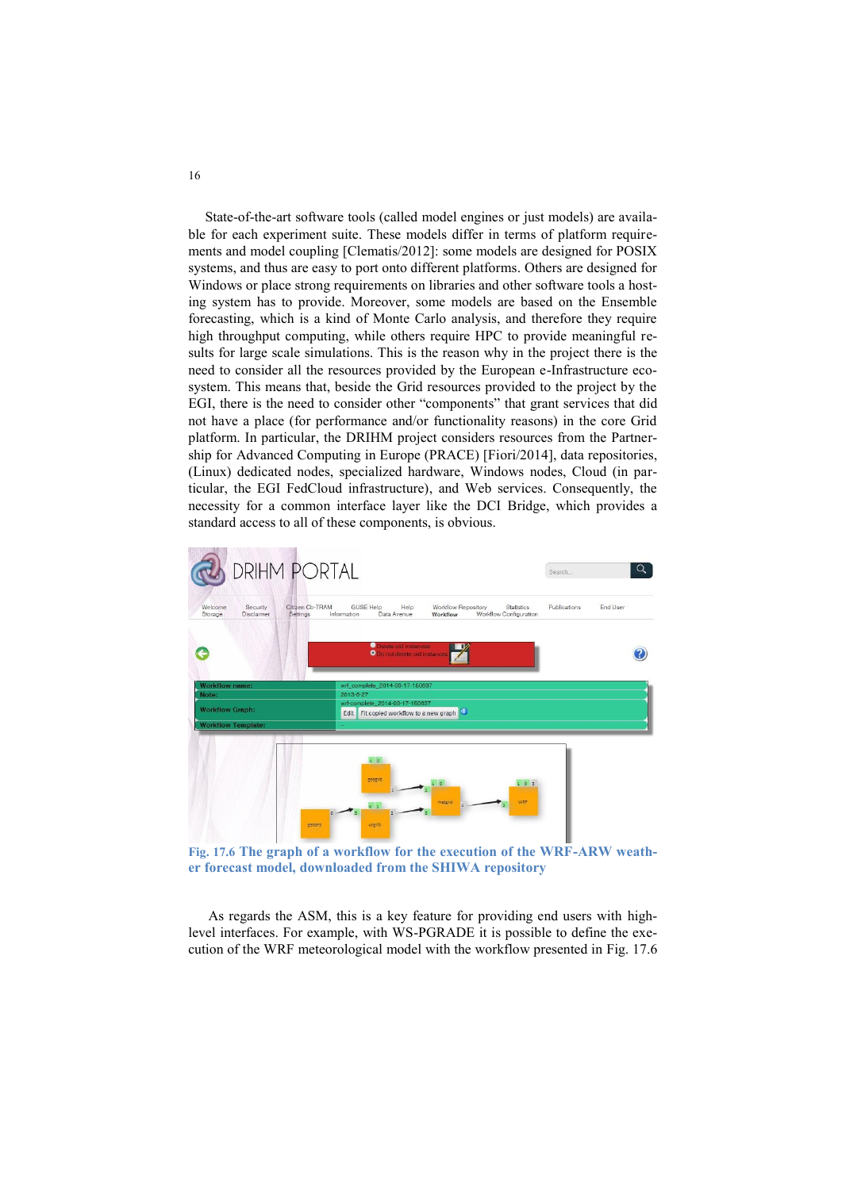State-of-the-art software tools (called model engines or just models) are available for each experiment suite. These models differ in terms of platform requirements and model coupling [Clematis/2012]: some models are designed for POSIX systems, and thus are easy to port onto different platforms. Others are designed for Windows or place strong requirements on libraries and other software tools a hosting system has to provide. Moreover, some models are based on the Ensemble forecasting, which is a kind of Monte Carlo analysis, and therefore they require high throughput computing, while others require HPC to provide meaningful results for large scale simulations. This is the reason why in the project there is the need to consider all the resources provided by the European e-Infrastructure ecosystem. This means that, beside the Grid resources provided to the project by the EGI, there is the need to consider other "components" that grant services that did not have a place (for performance and/or functionality reasons) in the core Grid platform. In particular, the DRIHM project considers resources from the Partnership for Advanced Computing in Europe (PRACE) [Fiori/2014], data repositories, (Linux) dedicated nodes, specialized hardware, Windows nodes, Cloud (in particular, the EGI FedCloud infrastructure), and Web services. Consequently, the necessity for a common interface layer like the DCI Bridge, which provides a standard access to all of these components, is obvious.

**Fig. 17.6 The graph of a workflow for the execution of the WRF-ARW weather forecast model, downloaded from the SHIWA repository**

As regards the ASM, this is a key feature for providing end users with high-level interfaces. For example, with WS-PGRADE it is possible to define the execution of the WRF meteorological model with the workflow presented in Fig. 17.6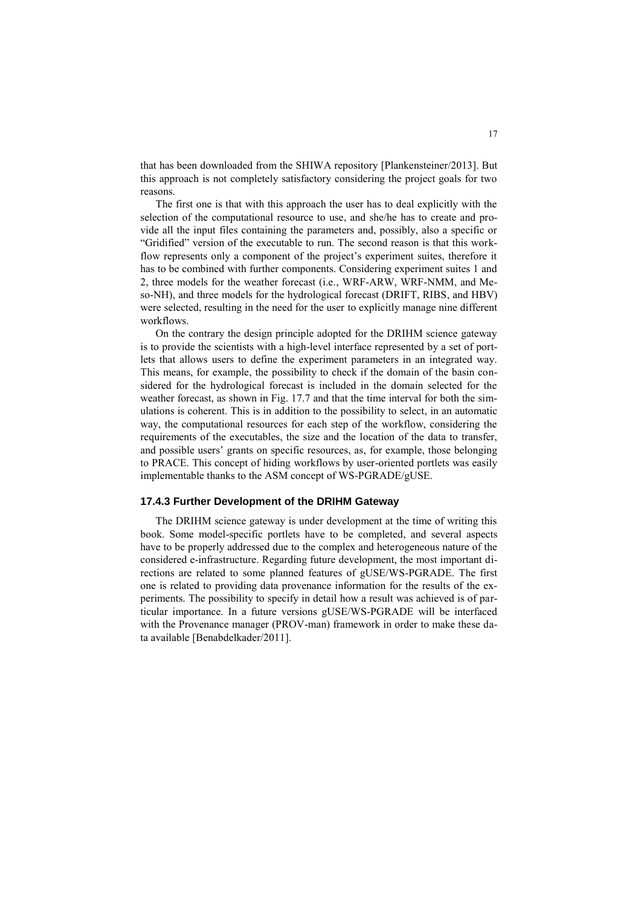that has been downloaded from the SHIWA repository [Plankensteiner/2013]. But this approach is not completely satisfactory considering the project goals for two reasons.

The first one is that with this approach the user has to deal explicitly with the selection of the computational resource to use, and she/he has to create and provide all the input files containing the parameters and, possibly, also a specific or "Gridified" version of the executable to run. The second reason is that this workflow represents only a component of the project's experiment suites, therefore it has to be combined with further components. Considering experiment suites 1 and 2, three models for the weather forecast (i.e., WRF-ARW, WRF-NMM, and Meso-NH), and three models for the hydrological forecast (DRIFT, RIBS, and HBV) were selected, resulting in the need for the user to explicitly manage nine different workflows.

On the contrary the design principle adopted for the DRIHM science gateway is to provide the scientists with a high-level interface represented by a set of portlets that allows users to define the experiment parameters in an integrated way. This means, for example, the possibility to check if the domain of the basin considered for the hydrological forecast is included in the domain selected for the weather forecast, as shown in Fig. 17.7 and that the time interval for both the simulations is coherent. This is in addition to the possibility to select, in an automatic way, the computational resources for each step of the workflow, considering the requirements of the executables, the size and the location of the data to transfer, and possible users' grants on specific resources, as, for example, those belonging to PRACE. This concept of hiding workflows by user-oriented portlets was easily implementable thanks to the ASM concept of WS-PGRADE/gUSE.

### 17.4.3 Further Development of the DRIHM Gateway

The DRIHM science gateway is under development at the time of writing this book. Some model-specific portlets have to be completed, and several aspects have to be properly addressed due to the complex and heterogeneous nature of the considered e-infrastructure. Regarding future development, the most important directions are related to some planned features of gUSE/WS-PGRADE. The first one is related to providing data provenance information for the results of the experiments. The possibility to specify in detail how a result was achieved is of particular importance. In a future versions gUSE/WS-PGRADE will be interfaced with the Provenance manager (PROV-man) framework in order to make these data available [Benabdelkader/2011].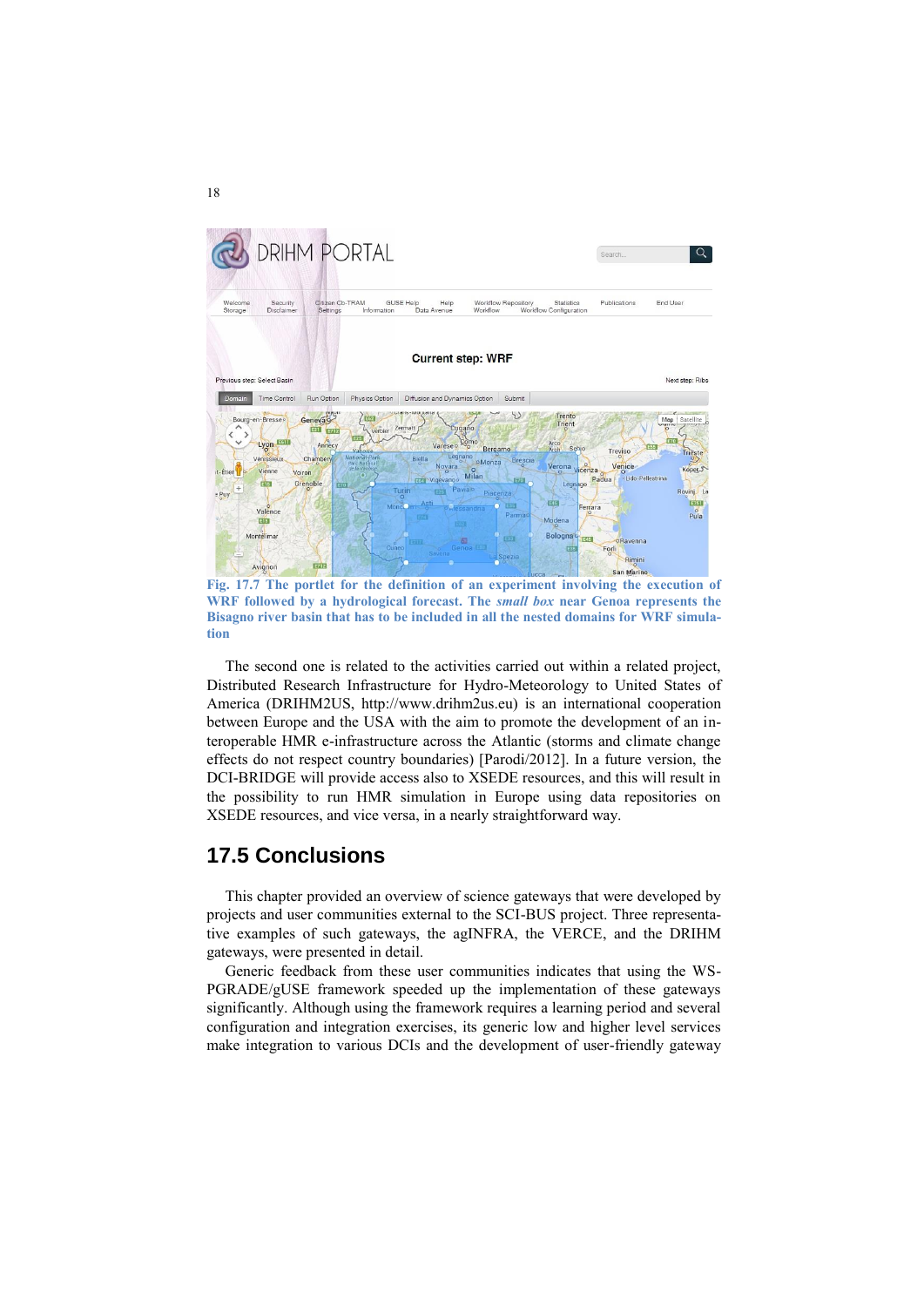Fig. 17.7 The portlet for the definition of an experiment involving the execution of WRF followed by a hydrological forecast. The *small box* near Genoa represents the Bisagno river basin that has to be included in all the nested domains for WRF simulation

The second one is related to the activities carried out within a related project, Distributed Research Infrastructure for Hydro-Meteorology to United States of America (DRIHM2US, http://www.drihm2us.eu) is an international cooperation between Europe and the USA with the aim to promote the development of an interoperable HMR e-infrastructure across the Atlantic (storms and climate change effects do not respect country boundaries) [Parodi/2012]. In a future version, the DCI-BRIDGE will provide access also to XSEDE resources, and this will result in the possibility to run HMR simulation in Europe using data repositories on XSEDE resources, and vice versa, in a nearly straightforward way.

## 17.5 Conclusions

This chapter provided an overview of science gateways that were developed by projects and user communities external to the SCI-BUS project. Three representative examples of such gateways, the agINFRA, the VERCE, and the DRIHM gateways, were presented in detail.

Generic feedback from these user communities indicates that using the WS-PGRADE/gUSE framework speeded up the implementation of these gateways significantly. Although using the framework requires a learning period and several configuration and integration exercises, its generic low and higher level services make integration to various DCIs and the development of user-friendly gateway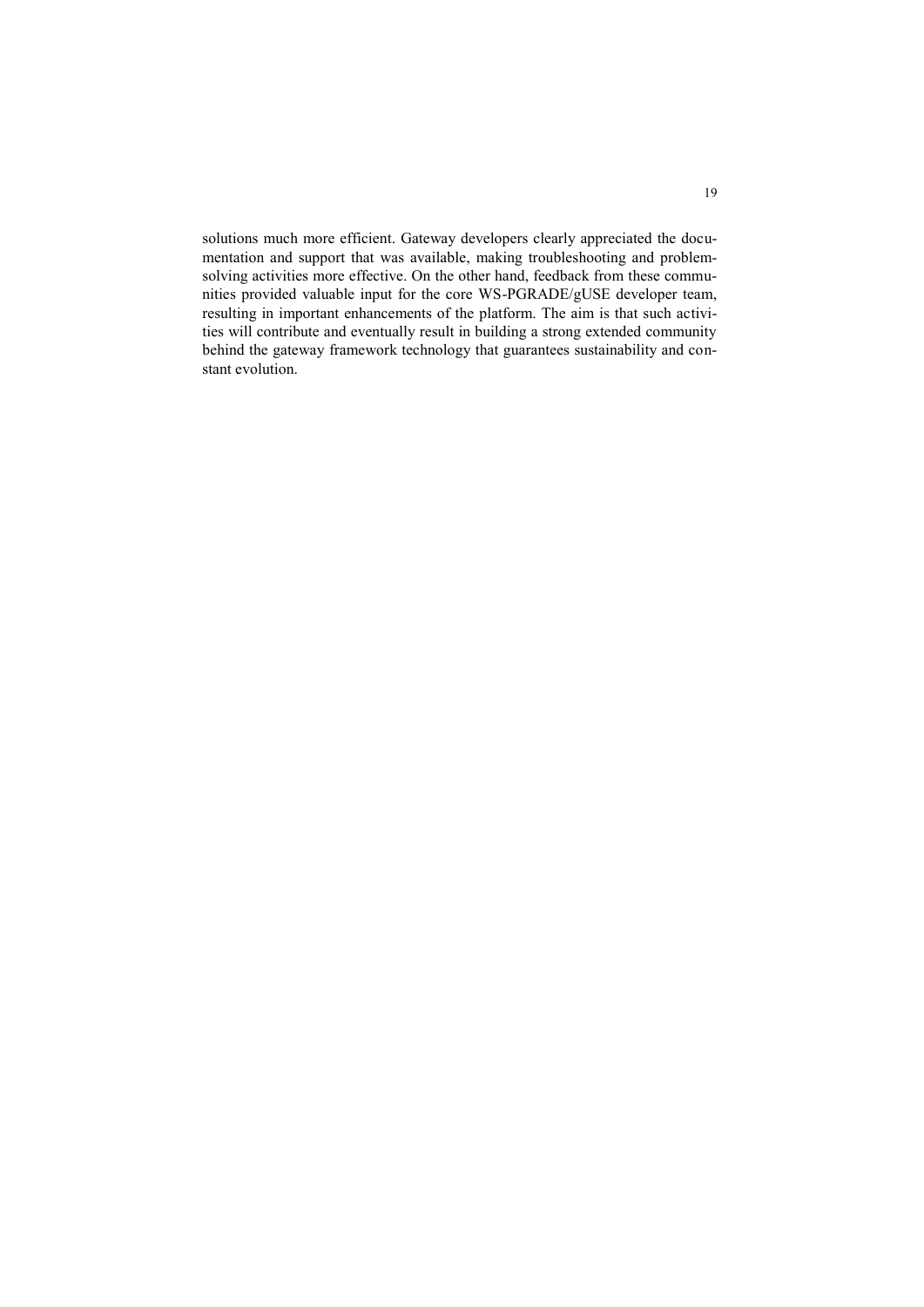solutions much more efficient. Gateway developers clearly appreciated the documentation and support that was available, making troubleshooting and problem-solving activities more effective. On the other hand, feedback from these communities provided valuable input for the core WS-PGRADE/gUSE developer team, resulting in important enhancements of the platform. The aim is that such activities will contribute and eventually result in building a strong extended community behind the gateway framework technology that guarantees sustainability and constant evolution.